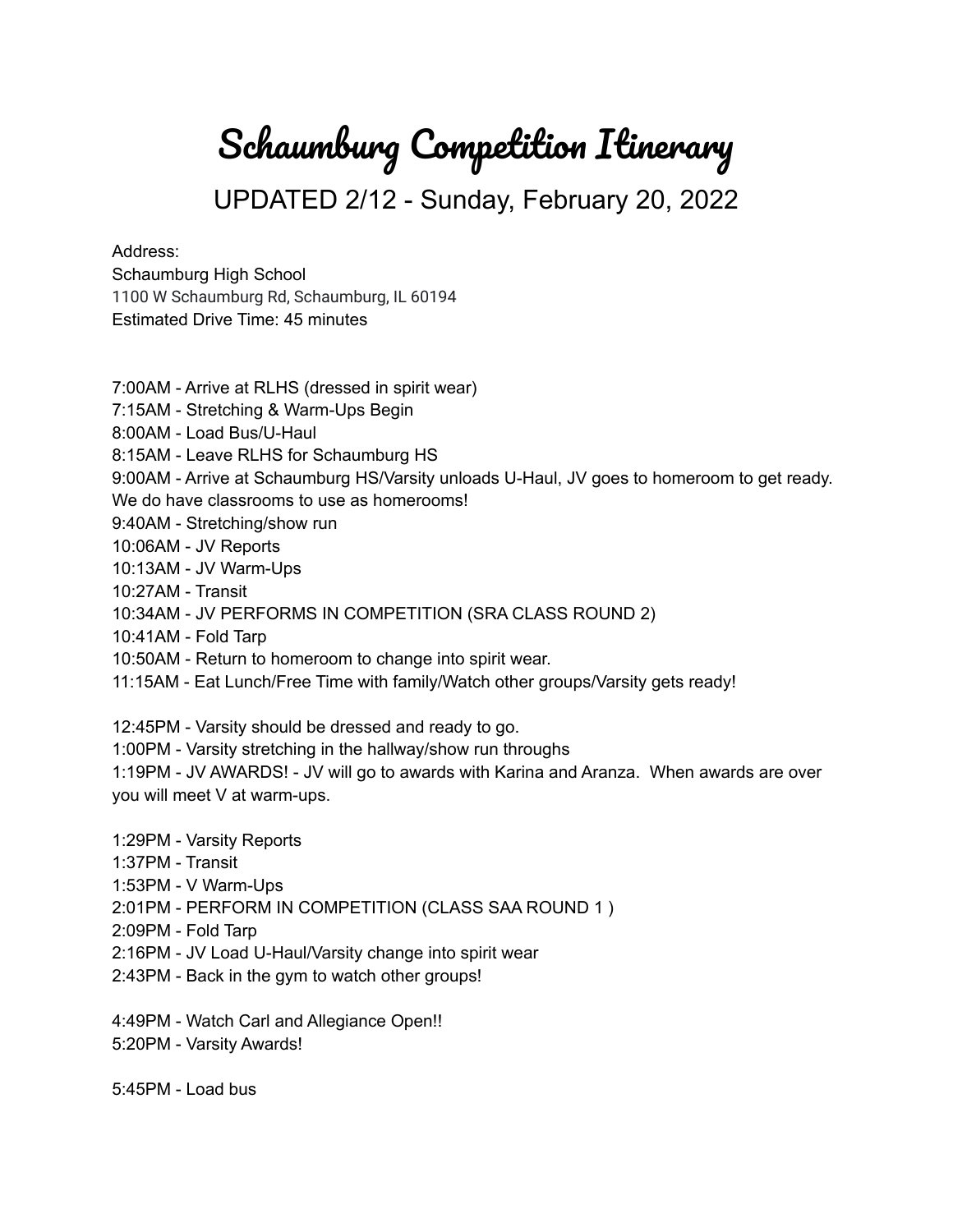# Schaumburg Competition Itinerary

## UPDATED 2/12 - Sunday, February 20, 2022

Address:
Schaumburg High School
1100 W Schaumburg Rd, Schaumburg, IL 60194
Estimated Drive Time: 45 minutes

7:00AM - Arrive at RLHS (dressed in spirit wear)
7:15AM - Stretching & Warm-Ups Begin
8:00AM - Load Bus/U-Haul
8:15AM - Leave RLHS for Schaumburg HS
9:00AM - Arrive at Schaumburg HS/Varsity unloads U-Haul, JV goes to homeroom to get ready. We do have classrooms to use as homerooms!
9:40AM - Stretching/show run
10:06AM - JV Reports
10:13AM - JV Warm-Ups
10:27AM - Transit
10:34AM - JV PERFORMS IN COMPETITION (SRA CLASS ROUND 2)
10:41AM - Fold Tarp
10:50AM - Return to homeroom to change into spirit wear.
11:15AM - Eat Lunch/Free Time with family/Watch other groups/Varsity gets ready!

12:45PM - Varsity should be dressed and ready to go.
1:00PM - Varsity stretching in the hallway/show run throughs
1:19PM - JV AWARDS! - JV will go to awards with Karina and Aranza. When awards are over you will meet V at warm-ups.

1:29PM - Varsity Reports
1:37PM - Transit
1:53PM - V Warm-Ups
2:01PM - PERFORM IN COMPETITION (CLASS SAA ROUND 1 )
2:09PM - Fold Tarp
2:16PM - JV Load U-Haul/Varsity change into spirit wear
2:43PM - Back in the gym to watch other groups!

4:49PM - Watch Carl and Allegiance Open!!
5:20PM - Varsity Awards!

5:45PM - Load bus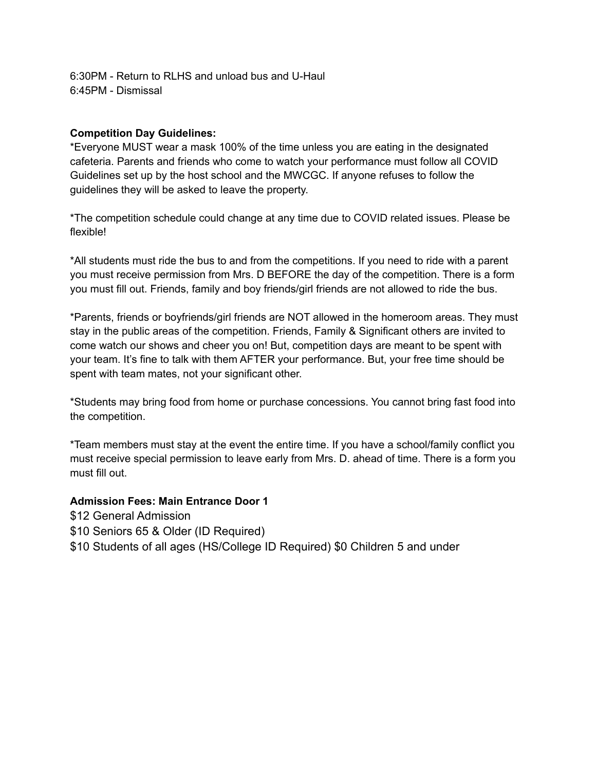6:30PM - Return to RLHS and unload bus and U-Haul
6:45PM - Dismissal

**Competition Day Guidelines:**
*Everyone MUST wear a mask 100% of the time unless you are eating in the designated cafeteria. Parents and friends who come to watch your performance must follow all COVID Guidelines set up by the host school and the MWCGC. If anyone refuses to follow the guidelines they will be asked to leave the property.

*The competition schedule could change at any time due to COVID related issues. Please be flexible!

*All students must ride the bus to and from the competitions. If you need to ride with a parent you must receive permission from Mrs. D BEFORE the day of the competition. There is a form you must fill out. Friends, family and boy friends/girl friends are not allowed to ride the bus.

*Parents, friends or boyfriends/girl friends are NOT allowed in the homeroom areas. They must stay in the public areas of the competition. Friends, Family & Significant others are invited to come watch our shows and cheer you on! But, competition days are meant to be spent with your team. It's fine to talk with them AFTER your performance. But, your free time should be spent with team mates, not your significant other.

*Students may bring food from home or purchase concessions. You cannot bring fast food into the competition.

*Team members must stay at the event the entire time. If you have a school/family conflict you must receive special permission to leave early from Mrs. D. ahead of time. There is a form you must fill out.

**Admission Fees: Main Entrance Door 1**
$12 General Admission
$10 Seniors 65 & Older (ID Required)
$10 Students of all ages (HS/College ID Required) $0 Children 5 and under